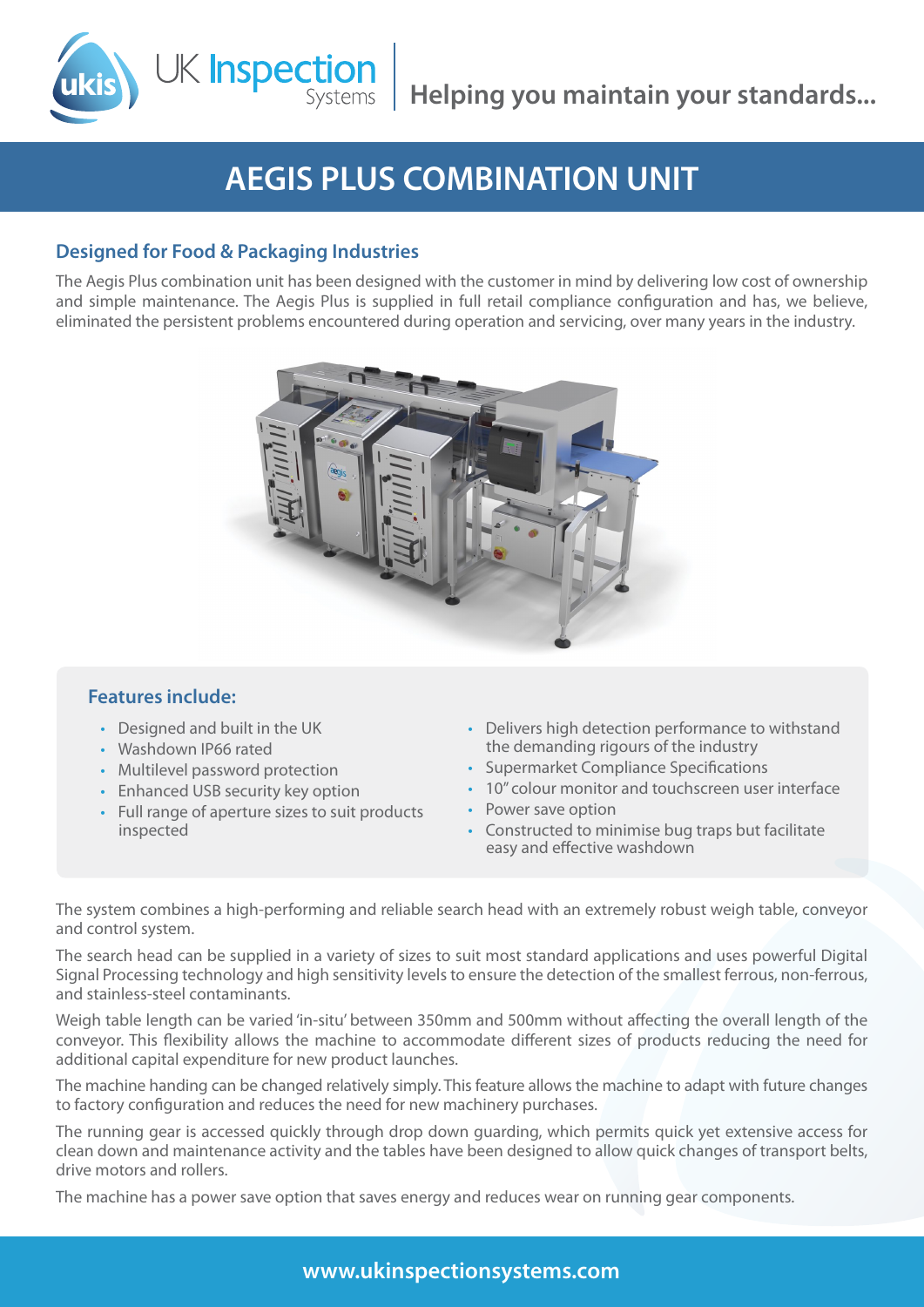UK Inspection Systems

Helping you maintain your standards...

# AEGIS PLUS COMBINATION UNIT

## Designed for Food & Packaging Industries

The Aegis Plus combination unit has been designed with the customer in mind by delivering low cost of ownership and simple maintenance. The Aegis Plus is supplied in full retail compliance configuration and has, we believe, eliminated the persistent problems encountered during operation and servicing, over many years in the industry.

### Features include:

- Designed and built in the UK
- Washdown IP66 rated
- Multilevel password protection
- Enhanced USB security key option
- Full range of aperture sizes to suit products inspected
- Delivers high detection performance to withstand the demanding rigours of the industry
- Supermarket Compliance Specifications
- 10" colour monitor and touchscreen user interface
- Power save option
- Constructed to minimise bug traps but facilitate easy and effective washdown

The system combines a high-performing and reliable search head with an extremely robust weigh table, conveyor and control system.

The search head can be supplied in a variety of sizes to suit most standard applications and uses powerful Digital Signal Processing technology and high sensitivity levels to ensure the detection of the smallest ferrous, non-ferrous, and stainless-steel contaminants.

Weigh table length can be varied 'in-situ' between 350mm and 500mm without affecting the overall length of the conveyor. This flexibility allows the machine to accommodate different sizes of products reducing the need for additional capital expenditure for new product launches.

The machine handing can be changed relatively simply. This feature allows the machine to adapt with future changes to factory configuration and reduces the need for new machinery purchases.

The running gear is accessed quickly through drop down guarding, which permits quick yet extensive access for clean down and maintenance activity and the tables have been designed to allow quick changes of transport belts, drive motors and rollers.

The machine has a power save option that saves energy and reduces wear on running gear components.

www.ukinspectionsystems.com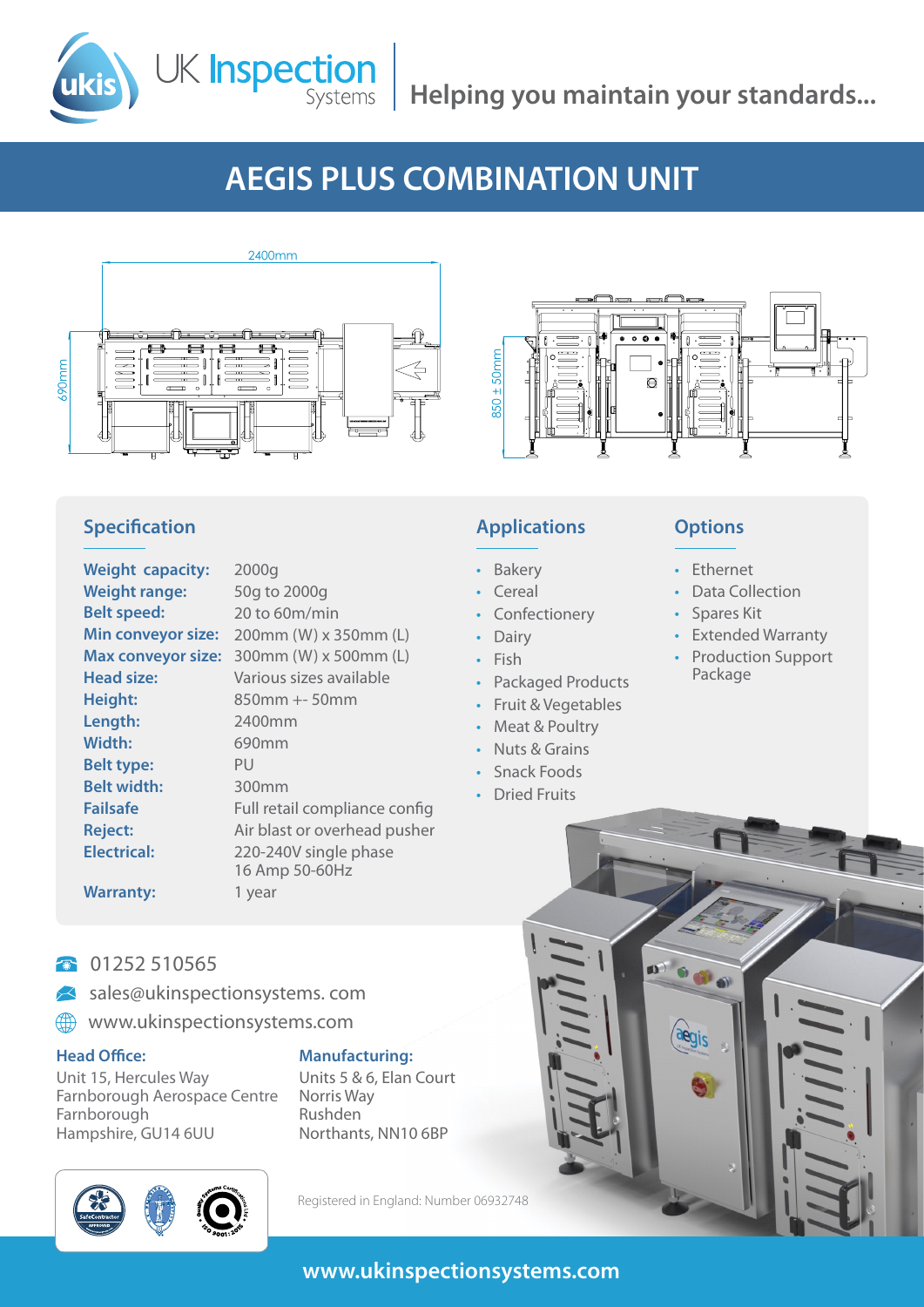UK Inspection Systems

Helping you maintain your standards...

# AEGIS PLUS COMBINATION UNIT

2400mm

690mm

850 ± 50mm

## Specification

| | |
|---|---|
| **Weight capacity:** | 2000g |
| **Weight range:** | 50g to 2000g |
| **Belt speed:** | 20 to 60m/min |
| **Min conveyor size:** | 200mm (W) x 350mm (L) |
| **Max conveyor size:** | 300mm (W) x 500mm (L) |
| **Head size:** | Various sizes available |
| **Height:** | 850mm +- 50mm |
| **Length:** | 2400mm |
| **Width:** | 690mm |
| **Belt type:** | PU |
| **Belt width:** | 300mm |
| **Failsafe** | Full retail compliance config |
| **Reject:** | Air blast or overhead pusher |
| **Electrical:** | 220-240V single phase 16 Amp 50-60Hz |
| **Warranty:** | 1 year |

## Applications

- Bakery
- Cereal
- Confectionery
- Dairy
- Fish
- Packaged Products
- Fruit & Vegetables
- Meat & Poultry
- Nuts & Grains
- Snack Foods
- Dried Fruits

## Options

- Ethernet
- Data Collection
- Spares Kit
- Extended Warranty
- Production Support Package

01252 510565

sales@ukinspectionsystems. com

www.ukinspectionsystems.com

**Head Office:**
Unit 15, Hercules Way
Farnborough Aerospace Centre
Farnborough
Hampshire, GU14 6UU

**Manufacturing:**
Units 5 & 6, Elan Court
Norris Way
Rushden
Northants, NN10 6BP

Registered in England: Number 06932748

www.ukinspectionsystems.com